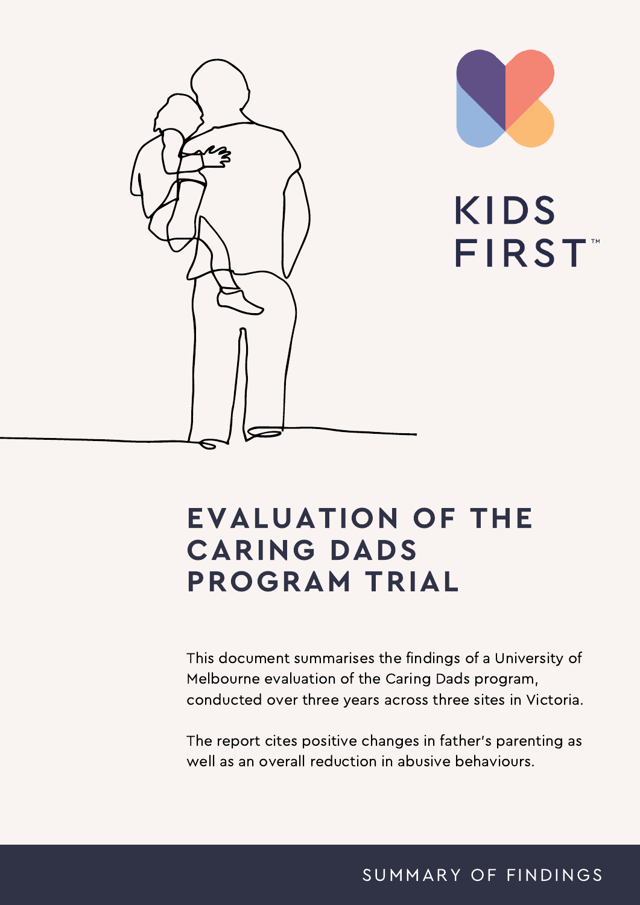KIDS FIRST™

# EVALUATION OF THE CARING DADS PROGRAM TRIAL

This document summarises the findings of a University of Melbourne evaluation of the Caring Dads program, conducted over three years across three sites in Victoria.

The report cites positive changes in father's parenting as well as an overall reduction in abusive behaviours.

SUMMARY OF FINDINGS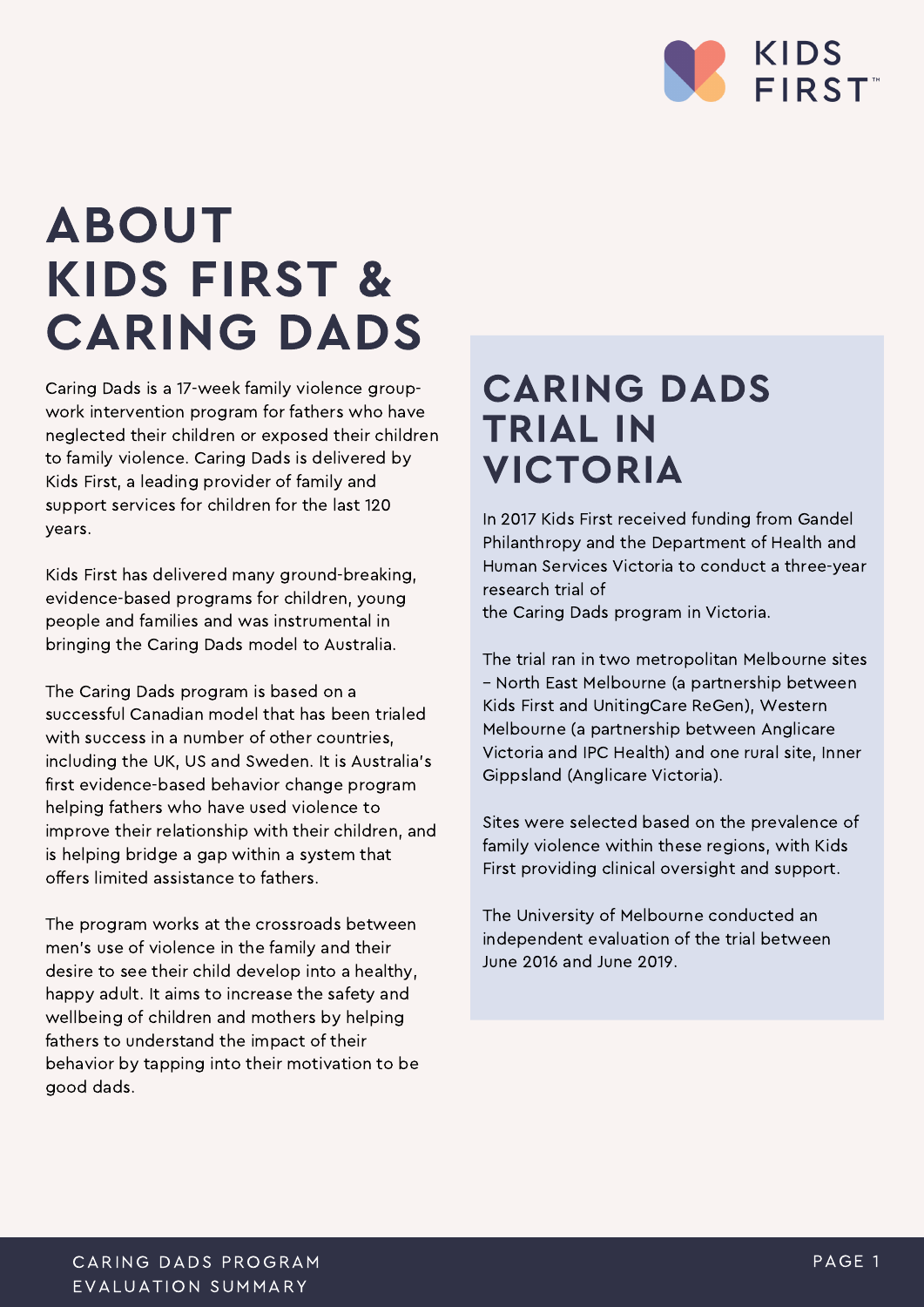# ABOUT KIDS FIRST & CARING DADS

Caring Dads is a 17-week family violence group-work intervention program for fathers who have neglected their children or exposed their children to family violence. Caring Dads is delivered by Kids First, a leading provider of family and support services for children for the last 120 years.

Kids First has delivered many ground-breaking, evidence-based programs for children, young people and families and was instrumental in bringing the Caring Dads model to Australia.

The Caring Dads program is based on a successful Canadian model that has been trialed with success in a number of other countries, including the UK, US and Sweden. It is Australia's first evidence-based behavior change program helping fathers who have used violence to improve their relationship with their children, and is helping bridge a gap within a system that offers limited assistance to fathers.

The program works at the crossroads between men's use of violence in the family and their desire to see their child develop into a healthy, happy adult. It aims to increase the safety and wellbeing of children and mothers by helping fathers to understand the impact of their behavior by tapping into their motivation to be good dads.

## CARING DADS TRIAL IN VICTORIA

In 2017 Kids First received funding from Gandel Philanthropy and the Department of Health and Human Services Victoria to conduct a three-year research trial of the Caring Dads program in Victoria.

The trial ran in two metropolitan Melbourne sites – North East Melbourne (a partnership between Kids First and UnitingCare ReGen), Western Melbourne (a partnership between Anglicare Victoria and IPC Health) and one rural site, Inner Gippsland (Anglicare Victoria).

Sites were selected based on the prevalence of family violence within these regions, with Kids First providing clinical oversight and support.

The University of Melbourne conducted an independent evaluation of the trial between June 2016 and June 2019.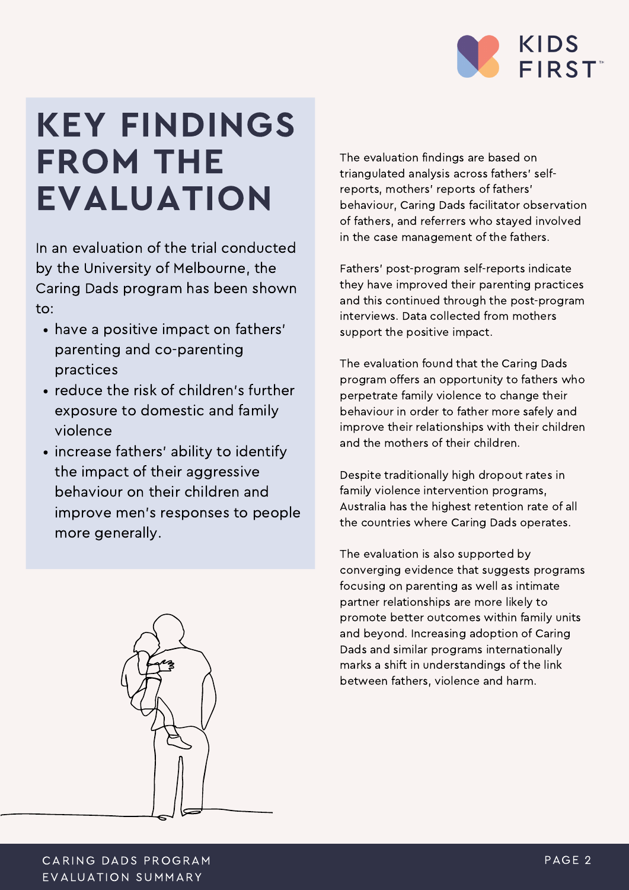# KEY FINDINGS FROM THE EVALUATION

In an evaluation of the trial conducted by the University of Melbourne, the Caring Dads program has been shown to:

- have a positive impact on fathers' parenting and co-parenting practices
- reduce the risk of children's further exposure to domestic and family violence
- increase fathers' ability to identify the impact of their aggressive behaviour on their children and improve men's responses to people more generally.

The evaluation findings are based on triangulated analysis across fathers' self-reports, mothers' reports of fathers' behaviour, Caring Dads facilitator observation of fathers, and referrers who stayed involved in the case management of the fathers.

Fathers' post-program self-reports indicate they have improved their parenting practices and this continued through the post-program interviews. Data collected from mothers support the positive impact.

The evaluation found that the Caring Dads program offers an opportunity to fathers who perpetrate family violence to change their behaviour in order to father more safely and improve their relationships with their children and the mothers of their children.

Despite traditionally high dropout rates in family violence intervention programs, Australia has the highest retention rate of all the countries where Caring Dads operates.

The evaluation is also supported by converging evidence that suggests programs focusing on parenting as well as intimate partner relationships are more likely to promote better outcomes within family units and beyond. Increasing adoption of Caring Dads and similar programs internationally marks a shift in understandings of the link between fathers, violence and harm.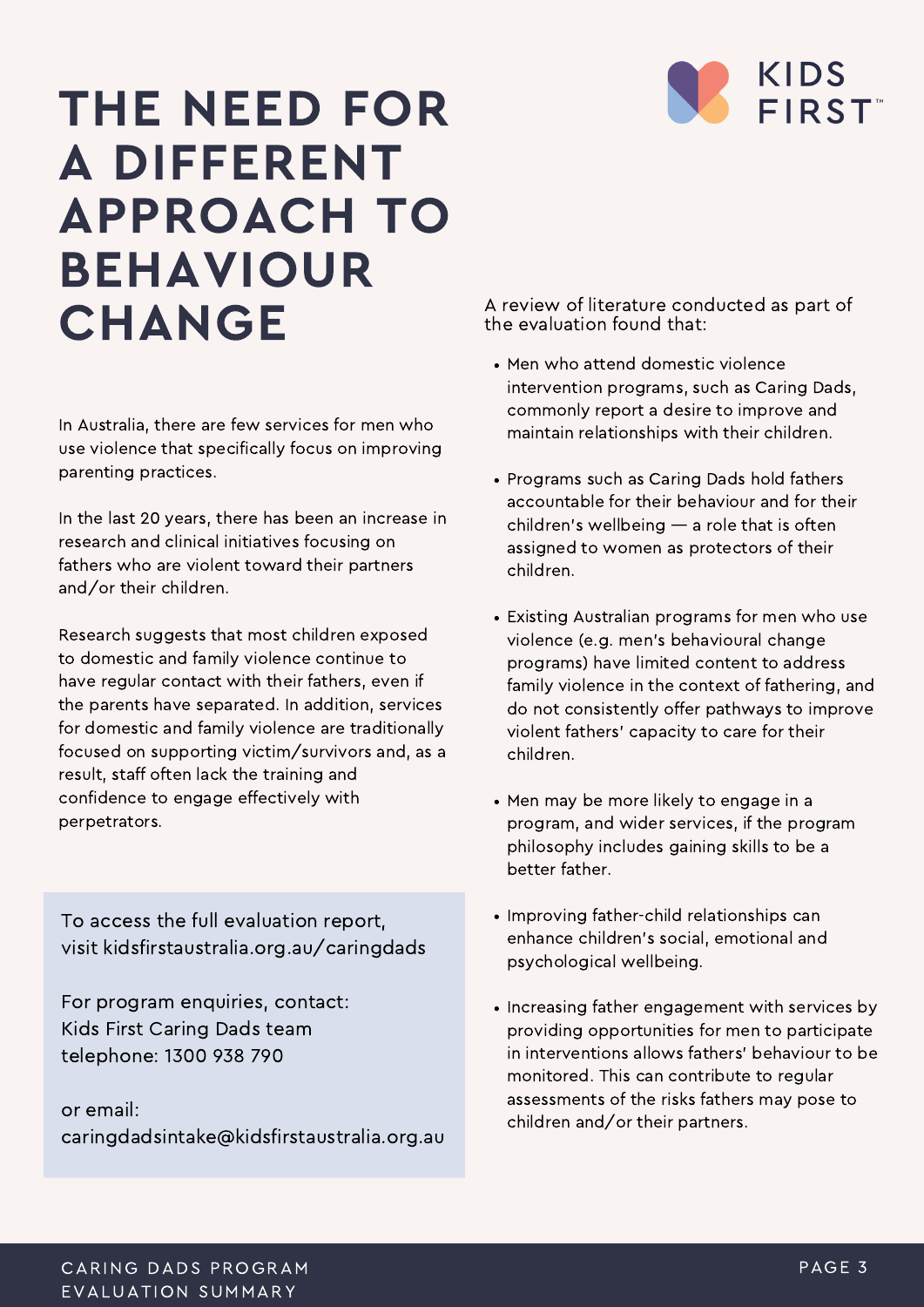# THE NEED FOR A DIFFERENT APPROACH TO BEHAVIOUR CHANGE

In Australia, there are few services for men who use violence that specifically focus on improving parenting practices.

In the last 20 years, there has been an increase in research and clinical initiatives focusing on fathers who are violent toward their partners and/or their children.

Research suggests that most children exposed to domestic and family violence continue to have regular contact with their fathers, even if the parents have separated. In addition, services for domestic and family violence are traditionally focused on supporting victim/survivors and, as a result, staff often lack the training and confidence to engage effectively with perpetrators.

To access the full evaluation report, visit kidsfirstaustralia.org.au/caringdads

For program enquiries, contact:
Kids First Caring Dads team
telephone: 1300 938 790

or email:
caringdadsintake@kidsfirstaustralia.org.au

A review of literature conducted as part of the evaluation found that:

- Men who attend domestic violence intervention programs, such as Caring Dads, commonly report a desire to improve and maintain relationships with their children.
- Programs such as Caring Dads hold fathers accountable for their behaviour and for their children's wellbeing — a role that is often assigned to women as protectors of their children.
- Existing Australian programs for men who use violence (e.g. men's behavioural change programs) have limited content to address family violence in the context of fathering, and do not consistently offer pathways to improve violent fathers' capacity to care for their children.
- Men may be more likely to engage in a program, and wider services, if the program philosophy includes gaining skills to be a better father.
- Improving father-child relationships can enhance children's social, emotional and psychological wellbeing.
- Increasing father engagement with services by providing opportunities for men to participate in interventions allows fathers' behaviour to be monitored. This can contribute to regular assessments of the risks fathers may pose to children and/or their partners.